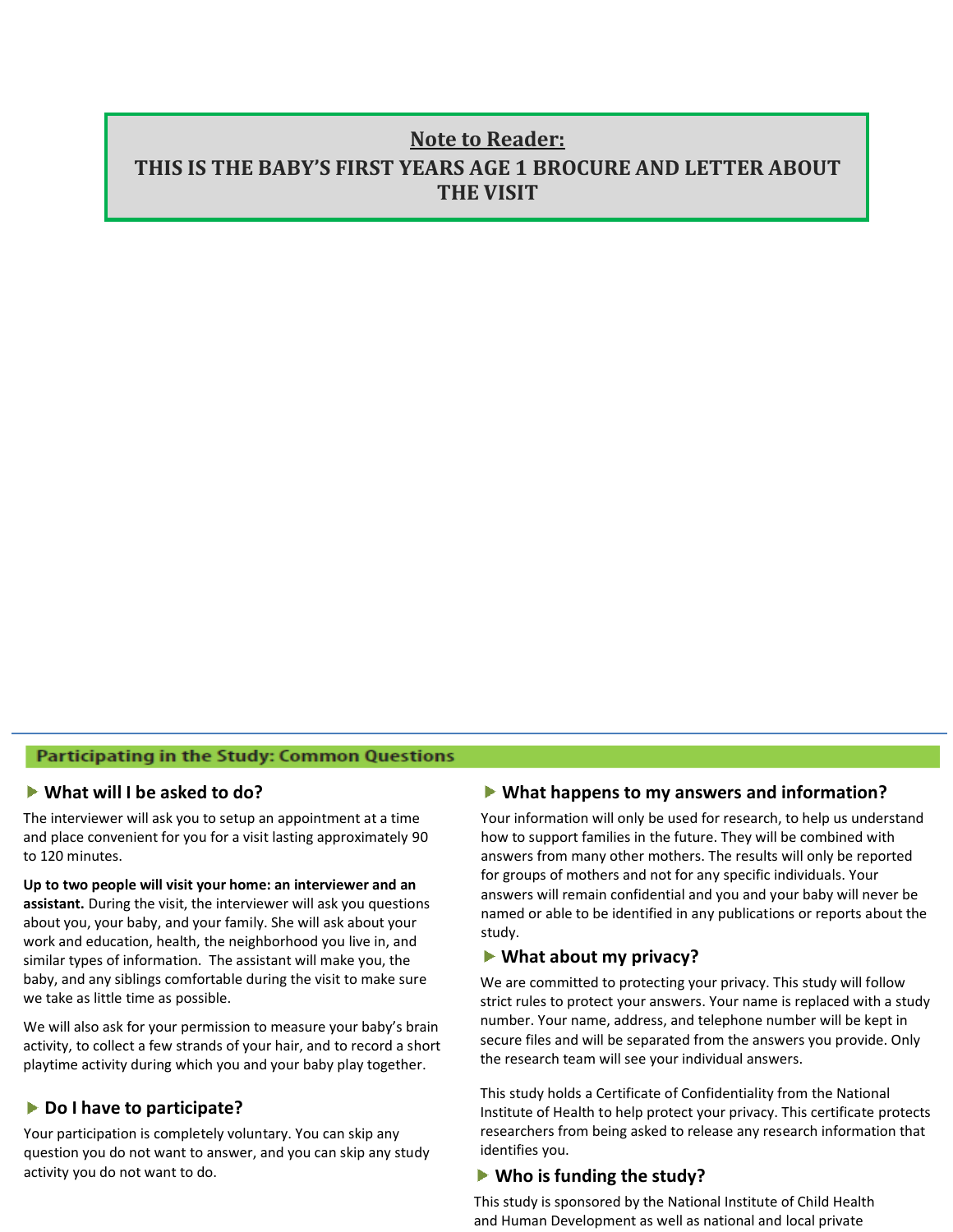**Note to Reader:**

**THIS IS THE BABY'S FIRST YEARS AGE 1 BROCURE AND LETTER ABOUT THE VISIT**

## Participating in the Study: Common Questions

### What will I be asked to do?

The interviewer will ask you to setup an appointment at a time and place convenient for you for a visit lasting approximately 90 to 120 minutes.

**Up to two people will visit your home: an interviewer and an assistant.** During the visit, the interviewer will ask you questions about you, your baby, and your family. She will ask about your work and education, health, the neighborhood you live in, and similar types of information. The assistant will make you, the baby, and any siblings comfortable during the visit to make sure we take as little time as possible.

We will also ask for your permission to measure your baby's brain activity, to collect a few strands of your hair, and to record a short playtime activity during which you and your baby play together.

### Do I have to participate?

Your participation is completely voluntary. You can skip any question you do not want to answer, and you can skip any study activity you do not want to do.

### What happens to my answers and information?

Your information will only be used for research, to help us understand how to support families in the future. They will be combined with answers from many other mothers. The results will only be reported for groups of mothers and not for any specific individuals. Your answers will remain confidential and you and your baby will never be named or able to be identified in any publications or reports about the study.

### What about my privacy?

We are committed to protecting your privacy. This study will follow strict rules to protect your answers. Your name is replaced with a study number. Your name, address, and telephone number will be kept in secure files and will be separated from the answers you provide. Only the research team will see your individual answers.

This study holds a Certificate of Confidentiality from the National Institute of Health to help protect your privacy. This certificate protects researchers from being asked to release any research information that identifies you.

### Who is funding the study?

This study is sponsored by the National Institute of Child Health and Human Development as well as national and local private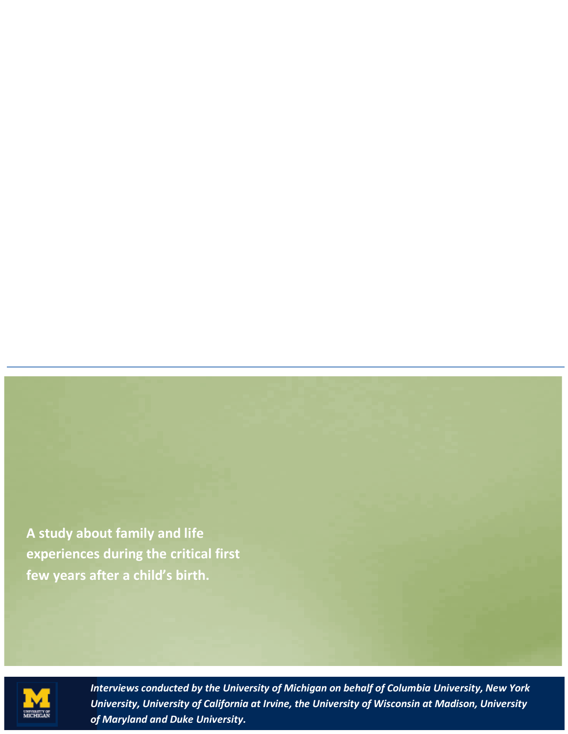A study about family and life experiences during the critical first few years after a child's birth.

*Interviews conducted by the University of Michigan on behalf of Columbia University, New York University, University of California at Irvine, the University of Wisconsin at Madison, University of Maryland and Duke University.*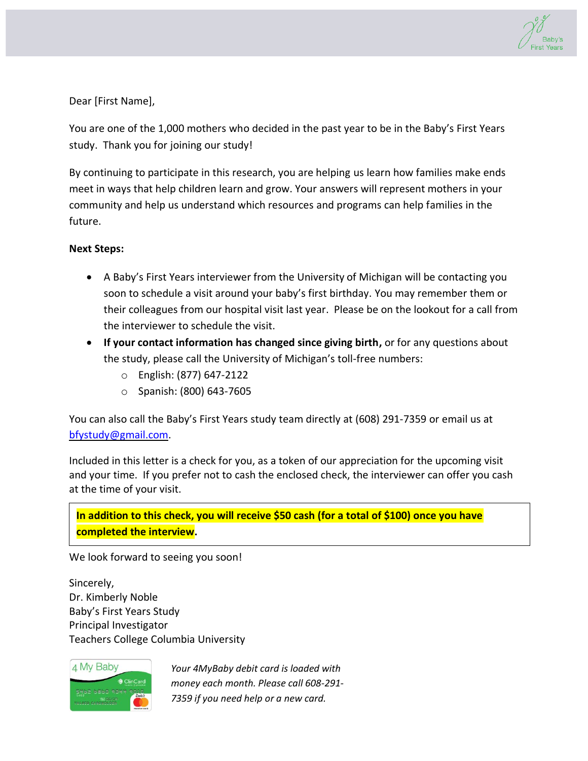Dear [First Name],

You are one of the 1,000 mothers who decided in the past year to be in the Baby's First Years study. Thank you for joining our study!

By continuing to participate in this research, you are helping us learn how families make ends meet in ways that help children learn and grow. Your answers will represent mothers in your community and help us understand which resources and programs can help families in the future.

**Next Steps:**

- A Baby's First Years interviewer from the University of Michigan will be contacting you soon to schedule a visit around your baby's first birthday. You may remember them or their colleagues from our hospital visit last year. Please be on the lookout for a call from the interviewer to schedule the visit.
- **If your contact information has changed since giving birth,** or for any questions about the study, please call the University of Michigan's toll-free numbers:
  - English: (877) 647-2122
  - Spanish: (800) 643-7605

You can also call the Baby's First Years study team directly at (608) 291-7359 or email us at bfystudy@gmail.com.

Included in this letter is a check for you, as a token of our appreciation for the upcoming visit and your time. If you prefer not to cash the enclosed check, the interviewer can offer you cash at the time of your visit.

**In addition to this check, you will receive $50 cash (for a total of $100) once you have completed the interview.**

We look forward to seeing you soon!

Sincerely,
Dr. Kimberly Noble
Baby's First Years Study
Principal Investigator
Teachers College Columbia University

*Your 4MyBaby debit card is loaded with money each month. Please call 608-291-7359 if you need help or a new card.*